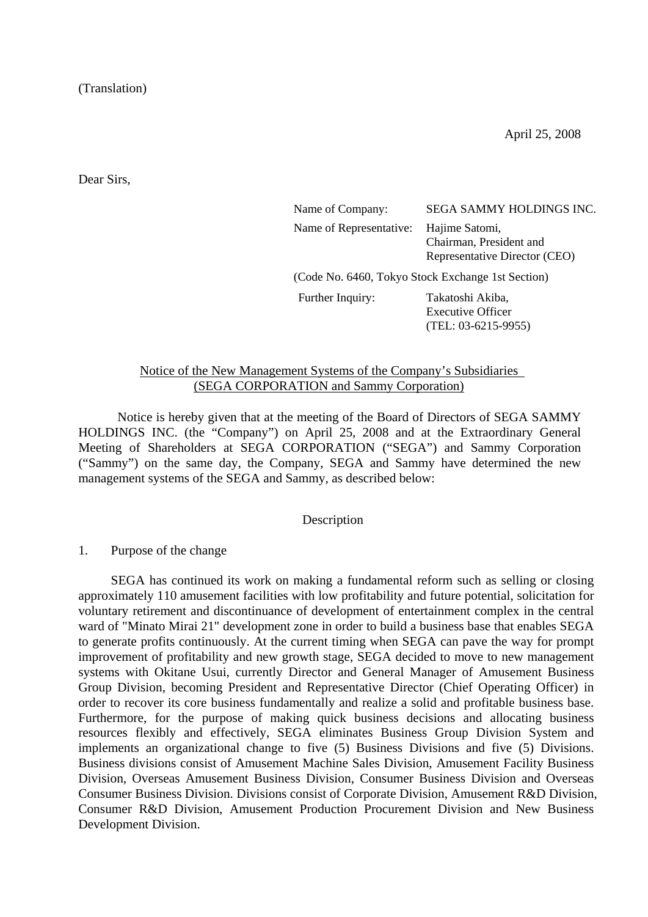(Translation)

April 25, 2008

Dear Sirs,

| | |
|---|---|
| Name of Company: | SEGA SAMMY HOLDINGS INC. |
| Name of Representative: | Hajime Satomi, Chairman, President and Representative Director (CEO) |
| (Code No. 6460, Tokyo Stock Exchange 1st Section) | |
| Further Inquiry: | Takatoshi Akiba, Executive Officer (TEL: 03-6215-9955) |

## Notice of the New Management Systems of the Company's Subsidiaries (SEGA CORPORATION and Sammy Corporation)

Notice is hereby given that at the meeting of the Board of Directors of SEGA SAMMY HOLDINGS INC. (the "Company") on April 25, 2008 and at the Extraordinary General Meeting of Shareholders at SEGA CORPORATION ("SEGA") and Sammy Corporation ("Sammy") on the same day, the Company, SEGA and Sammy have determined the new management systems of the SEGA and Sammy, as described below:

Description

1. Purpose of the change

SEGA has continued its work on making a fundamental reform such as selling or closing approximately 110 amusement facilities with low profitability and future potential, solicitation for voluntary retirement and discontinuance of development of entertainment complex in the central ward of "Minato Mirai 21" development zone in order to build a business base that enables SEGA to generate profits continuously. At the current timing when SEGA can pave the way for prompt improvement of profitability and new growth stage, SEGA decided to move to new management systems with Okitane Usui, currently Director and General Manager of Amusement Business Group Division, becoming President and Representative Director (Chief Operating Officer) in order to recover its core business fundamentally and realize a solid and profitable business base. Furthermore, for the purpose of making quick business decisions and allocating business resources flexibly and effectively, SEGA eliminates Business Group Division System and implements an organizational change to five (5) Business Divisions and five (5) Divisions. Business divisions consist of Amusement Machine Sales Division, Amusement Facility Business Division, Overseas Amusement Business Division, Consumer Business Division and Overseas Consumer Business Division. Divisions consist of Corporate Division, Amusement R&D Division, Consumer R&D Division, Amusement Production Procurement Division and New Business Development Division.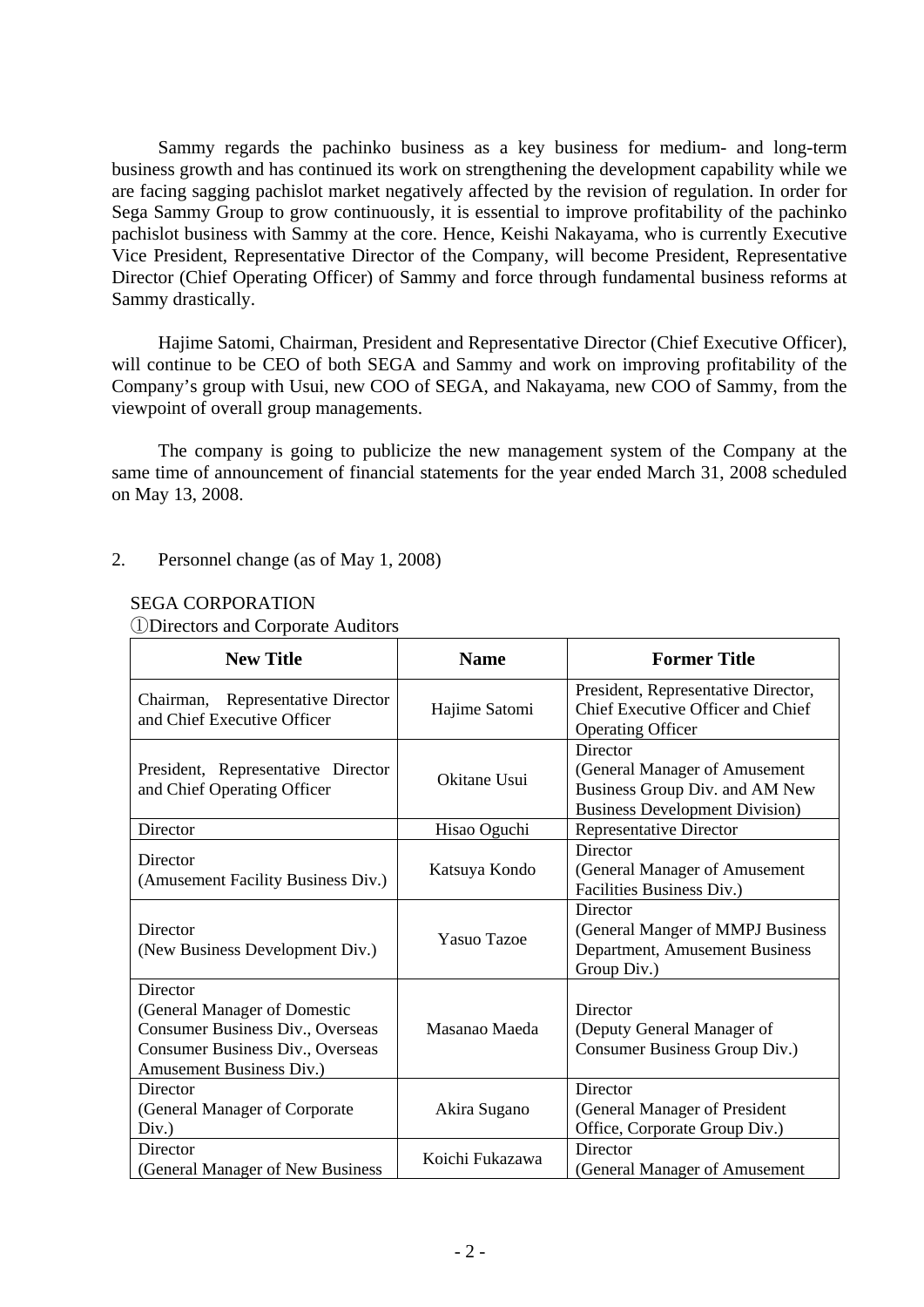Sammy regards the pachinko business as a key business for medium- and long-term business growth and has continued its work on strengthening the development capability while we are facing sagging pachislot market negatively affected by the revision of regulation. In order for Sega Sammy Group to grow continuously, it is essential to improve profitability of the pachinko pachislot business with Sammy at the core. Hence, Keishi Nakayama, who is currently Executive Vice President, Representative Director of the Company, will become President, Representative Director (Chief Operating Officer) of Sammy and force through fundamental business reforms at Sammy drastically.

Hajime Satomi, Chairman, President and Representative Director (Chief Executive Officer), will continue to be CEO of both SEGA and Sammy and work on improving profitability of the Company's group with Usui, new COO of SEGA, and Nakayama, new COO of Sammy, from the viewpoint of overall group managements.

The company is going to publicize the new management system of the Company at the same time of announcement of financial statements for the year ended March 31, 2008 scheduled on May 13, 2008.

2. Personnel change (as of May 1, 2008)

SEGA CORPORATION

①Directors and Corporate Auditors

| New Title | Name | Former Title |
|---|---|---|
| Chairman, Representative Director and Chief Executive Officer | Hajime Satomi | President, Representative Director, Chief Executive Officer and Chief Operating Officer |
| President, Representative Director and Chief Operating Officer | Okitane Usui | Director (General Manager of Amusement Business Group Div. and AM New Business Development Division) |
| Director | Hisao Oguchi | Representative Director |
| Director (Amusement Facility Business Div.) | Katsuya Kondo | Director (General Manager of Amusement Facilities Business Div.) |
| Director (New Business Development Div.) | Yasuo Tazoe | Director (General Manger of MMPJ Business Department, Amusement Business Group Div.) |
| Director (General Manager of Domestic Consumer Business Div., Overseas Consumer Business Div., Overseas Amusement Business Div.) | Masanao Maeda | Director (Deputy General Manager of Consumer Business Group Div.) |
| Director (General Manager of Corporate Div.) | Akira Sugano | Director (General Manager of President Office, Corporate Group Div.) |
| Director (General Manager of New Business | Koichi Fukazawa | Director (General Manager of Amusement |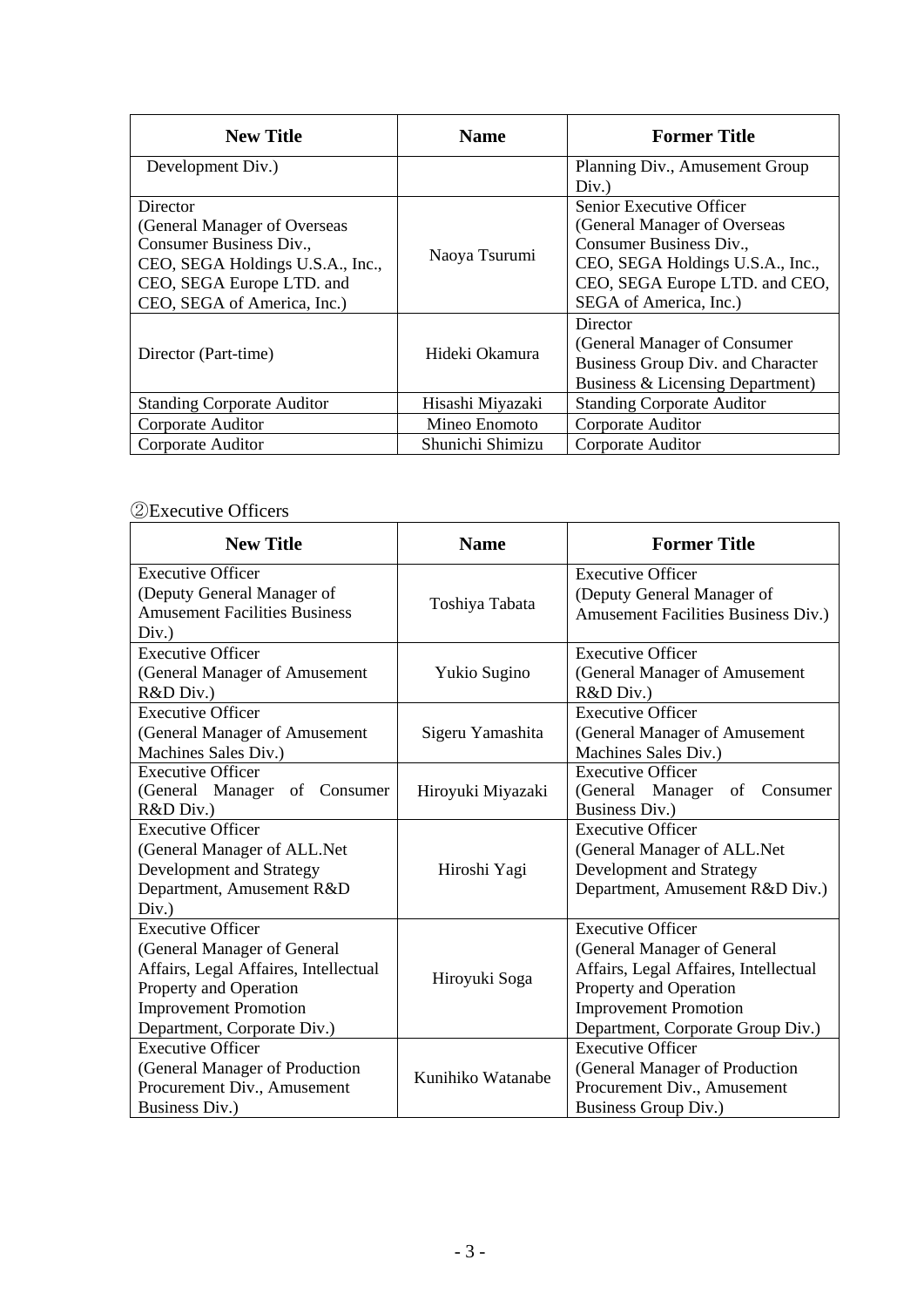| New Title | Name | Former Title |
|---|---|---|
| Development Div.) | | Planning Div., Amusement Group Div.) |
| Director (General Manager of Overseas Consumer Business Div., CEO, SEGA Holdings U.S.A., Inc., CEO, SEGA Europe LTD. and CEO, SEGA of America, Inc.) | Naoya Tsurumi | Senior Executive Officer (General Manager of Overseas Consumer Business Div., CEO, SEGA Holdings U.S.A., Inc., CEO, SEGA Europe LTD. and CEO, SEGA of America, Inc.) |
| Director (Part-time) | Hideki Okamura | Director (General Manager of Consumer Business Group Div. and Character Business & Licensing Department) |
| Standing Corporate Auditor | Hisashi Miyazaki | Standing Corporate Auditor |
| Corporate Auditor | Mineo Enomoto | Corporate Auditor |
| Corporate Auditor | Shunichi Shimizu | Corporate Auditor |

②Executive Officers

| New Title | Name | Former Title |
|---|---|---|
| Executive Officer (Deputy General Manager of Amusement Facilities Business Div.) | Toshiya Tabata | Executive Officer (Deputy General Manager of Amusement Facilities Business Div.) |
| Executive Officer (General Manager of Amusement R&D Div.) | Yukio Sugino | Executive Officer (General Manager of Amusement R&D Div.) |
| Executive Officer (General Manager of Amusement Machines Sales Div.) | Sigeru Yamashita | Executive Officer (General Manager of Amusement Machines Sales Div.) |
| Executive Officer (General Manager of Consumer R&D Div.) | Hiroyuki Miyazaki | Executive Officer (General Manager of Consumer Business Div.) |
| Executive Officer (General Manager of ALL.Net Development and Strategy Department, Amusement R&D Div.) | Hiroshi Yagi | Executive Officer (General Manager of ALL.Net Development and Strategy Department, Amusement R&D Div.) |
| Executive Officer (General Manager of General Affairs, Legal Affaires, Intellectual Property and Operation Improvement Promotion Department, Corporate Div.) | Hiroyuki Soga | Executive Officer (General Manager of General Affairs, Legal Affaires, Intellectual Property and Operation Improvement Promotion Department, Corporate Group Div.) |
| Executive Officer (General Manager of Production Procurement Div., Amusement Business Div.) | Kunihiko Watanabe | Executive Officer (General Manager of Production Procurement Div., Amusement Business Group Div.) |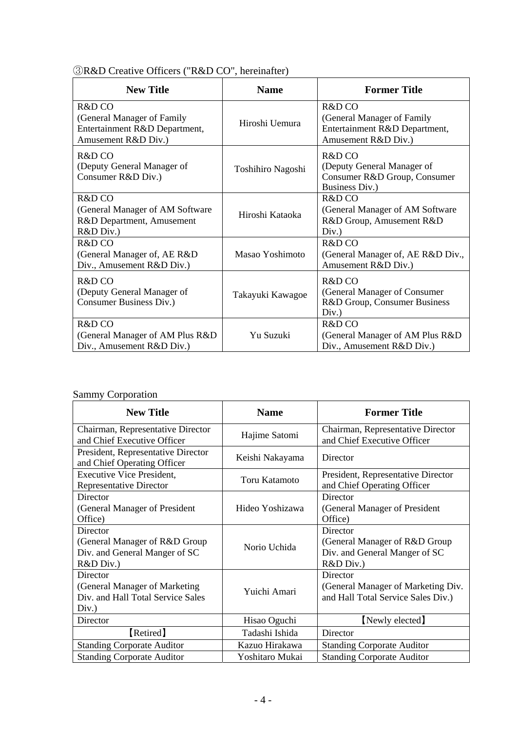③R&D Creative Officers ("R&D CO", hereinafter)

| New Title | Name | Former Title |
|---|---|---|
| R&D CO (General Manager of Family Entertainment R&D Department, Amusement R&D Div.) | Hiroshi Uemura | R&D CO (General Manager of Family Entertainment R&D Department, Amusement R&D Div.) |
| R&D CO (Deputy General Manager of Consumer R&D Div.) | Toshihiro Nagoshi | R&D CO (Deputy General Manager of Consumer R&D Group, Consumer Business Div.) |
| R&D CO (General Manager of AM Software R&D Department, Amusement R&D Div.) | Hiroshi Kataoka | R&D CO (General Manager of AM Software R&D Group, Amusement R&D Div.) |
| R&D CO (General Manager of, AE R&D Div., Amusement R&D Div.) | Masao Yoshimoto | R&D CO (General Manager of, AE R&D Div., Amusement R&D Div.) |
| R&D CO (Deputy General Manager of Consumer Business Div.) | Takayuki Kawagoe | R&D CO (General Manager of Consumer R&D Group, Consumer Business Div.) |
| R&D CO (General Manager of AM Plus R&D Div., Amusement R&D Div.) | Yu Suzuki | R&D CO (General Manager of AM Plus R&D Div., Amusement R&D Div.) |

Sammy Corporation

| New Title | Name | Former Title |
|---|---|---|
| Chairman, Representative Director and Chief Executive Officer | Hajime Satomi | Chairman, Representative Director and Chief Executive Officer |
| President, Representative Director and Chief Operating Officer | Keishi Nakayama | Director |
| Executive Vice President, Representative Director | Toru Katamoto | President, Representative Director and Chief Operating Officer |
| Director (General Manager of President Office) | Hideo Yoshizawa | Director (General Manager of President Office) |
| Director (General Manager of R&D Group Div. and General Manger of SC R&D Div.) | Norio Uchida | Director (General Manager of R&D Group Div. and General Manger of SC R&D Div.) |
| Director (General Manager of Marketing Div. and Hall Total Service Sales Div.) | Yuichi Amari | Director (General Manager of Marketing Div. and Hall Total Service Sales Div.) |
| Director | Hisao Oguchi | 【Newly elected】 |
| 【Retired】 | Tadashi Ishida | Director |
| Standing Corporate Auditor | Kazuo Hirakawa | Standing Corporate Auditor |
| Standing Corporate Auditor | Yoshitaro Mukai | Standing Corporate Auditor |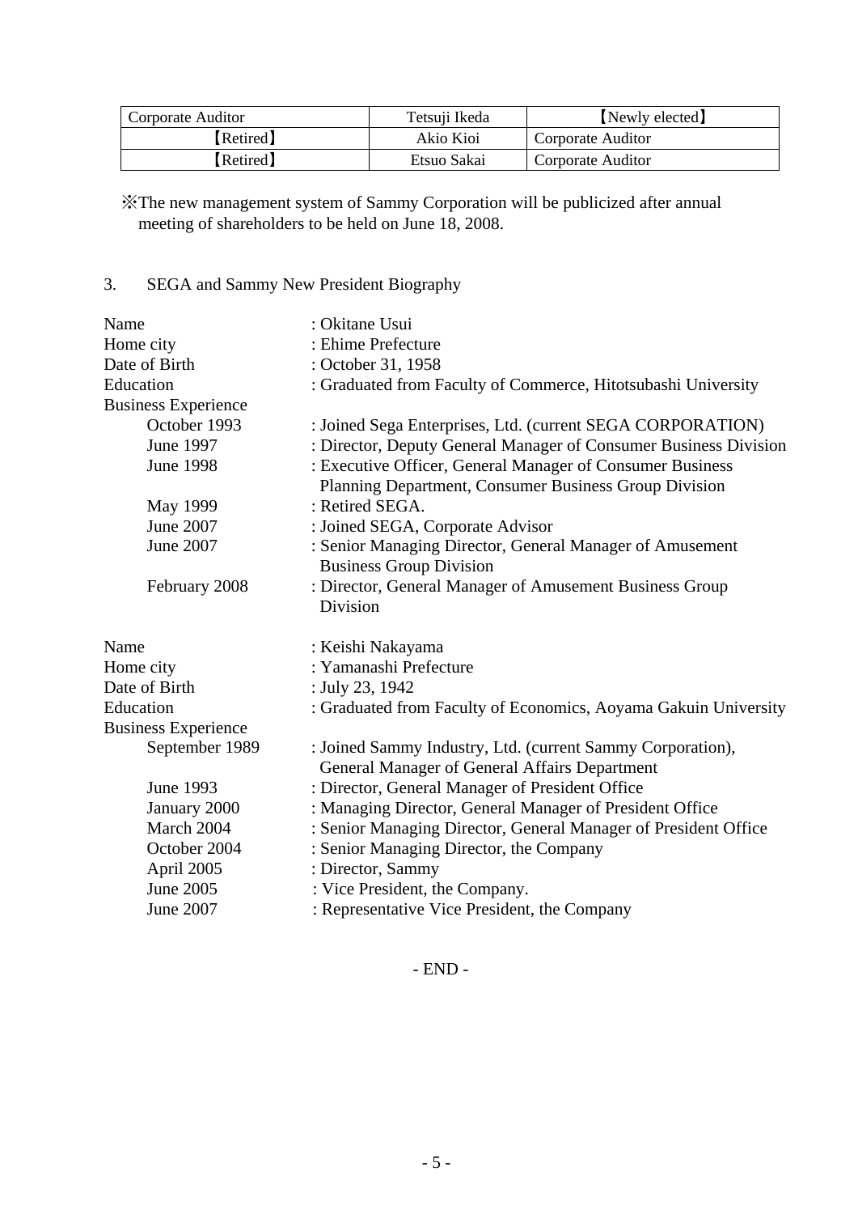| | | |
|---|---|---|
| Corporate Auditor | Tetsuji Ikeda | 【Newly elected】 |
| 【Retired】 | Akio Kioi | Corporate Auditor |
| 【Retired】 | Etsuo Sakai | Corporate Auditor |

※The new management system of Sammy Corporation will be publicized after annual meeting of shareholders to be held on June 18, 2008.

3. SEGA and Sammy New President Biography

Name : Okitane Usui
Home city : Ehime Prefecture
Date of Birth : October 31, 1958
Education : Graduated from Faculty of Commerce, Hitotsubashi University
Business Experience
- October 1993 : Joined Sega Enterprises, Ltd. (current SEGA CORPORATION)
- June 1997 : Director, Deputy General Manager of Consumer Business Division
- June 1998 : Executive Officer, General Manager of Consumer Business Planning Department, Consumer Business Group Division
- May 1999 : Retired SEGA.
- June 2007 : Joined SEGA, Corporate Advisor
- June 2007 : Senior Managing Director, General Manager of Amusement Business Group Division
- February 2008 : Director, General Manager of Amusement Business Group Division

Name : Keishi Nakayama
Home city : Yamanashi Prefecture
Date of Birth : July 23, 1942
Education : Graduated from Faculty of Economics, Aoyama Gakuin University
Business Experience
- September 1989 : Joined Sammy Industry, Ltd. (current Sammy Corporation), General Manager of General Affairs Department
- June 1993 : Director, General Manager of President Office
- January 2000 : Managing Director, General Manager of President Office
- March 2004 : Senior Managing Director, General Manager of President Office
- October 2004 : Senior Managing Director, the Company
- April 2005 : Director, Sammy
- June 2005 : Vice President, the Company.
- June 2007 : Representative Vice President, the Company

- END -